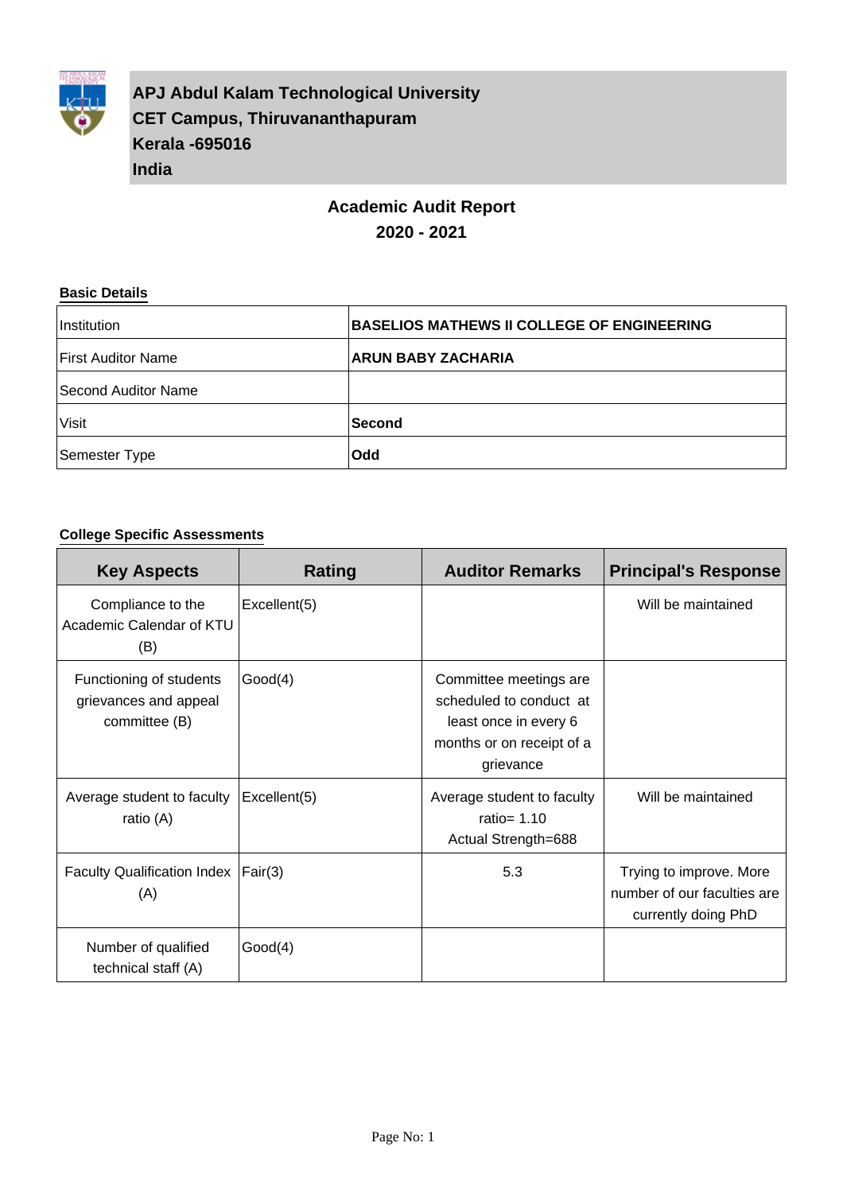**APJ Abdul Kalam Technological University**
**CET Campus, Thiruvananthapuram**
**Kerala -695016**
**India**

# Academic Audit Report
## 2020 - 2021

**Basic Details**

| Institution | **BASELIOS MATHEWS II COLLEGE OF ENGINEERING** |
|---|---|
| First Auditor Name | **ARUN BABY ZACHARIA** |
| Second Auditor Name | |
| Visit | **Second** |
| Semester Type | **Odd** |

**College Specific Assessments**

| Key Aspects | Rating | Auditor Remarks | Principal's Response |
|---|---|---|---|
| Compliance to the Academic Calendar of KTU (B) | Excellent(5) | | Will be maintained |
| Functioning of students grievances and appeal committee (B) | Good(4) | Committee meetings are scheduled to conduct at least once in every 6 months or on receipt of a grievance | |
| Average student to faculty ratio (A) | Excellent(5) | Average student to faculty ratio= 1.10 Actual Strength=688 | Will be maintained |
| Faculty Qualification Index (A) | Fair(3) | 5.3 | Trying to improve. More number of our faculties are currently doing PhD |
| Number of qualified technical staff (A) | Good(4) | | |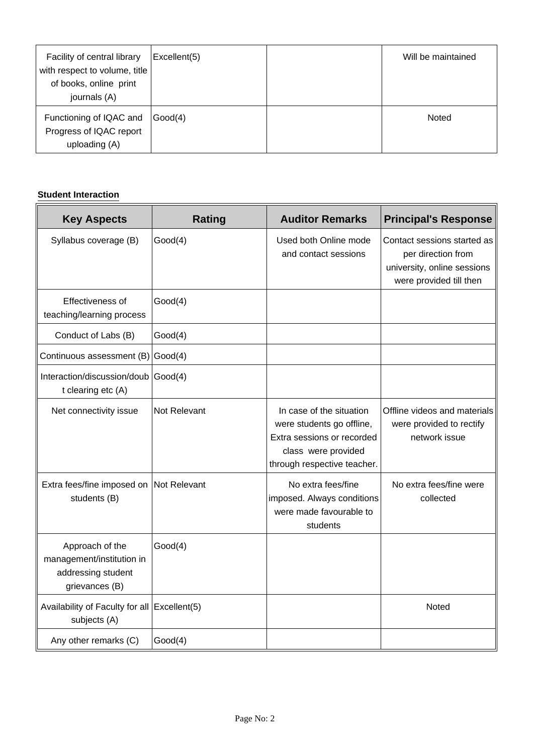| | | | |
|---|---|---|---|
| Facility of central library with respect to volume, title of books, online print journals (A) | Excellent(5) | | Will be maintained |
| Functioning of IQAC and Progress of IQAC report uploading (A) | Good(4) | | Noted |

**Student Interaction**

| Key Aspects | Rating | Auditor Remarks | Principal's Response |
|---|---|---|---|
| Syllabus coverage (B) | Good(4) | Used both Online mode and contact sessions | Contact sessions started as per direction from university, online sessions were provided till then |
| Effectiveness of teaching/learning process | Good(4) | | |
| Conduct of Labs (B) | Good(4) | | |
| Continuous assessment (B) | Good(4) | | |
| Interaction/discussion/doubt clearing etc (A) | Good(4) | | |
| Net connectivity issue | Not Relevant | In case of the situation were students go offline, Extra sessions or recorded class were provided through respective teacher. | Offline videos and materials were provided to rectify network issue |
| Extra fees/fine imposed on students (B) | Not Relevant | No extra fees/fine imposed. Always conditions were made favourable to students | No extra fees/fine were collected |
| Approach of the management/institution in addressing student grievances (B) | Good(4) | | |
| Availability of Faculty for all subjects (A) | Excellent(5) | | Noted |
| Any other remarks (C) | Good(4) | | |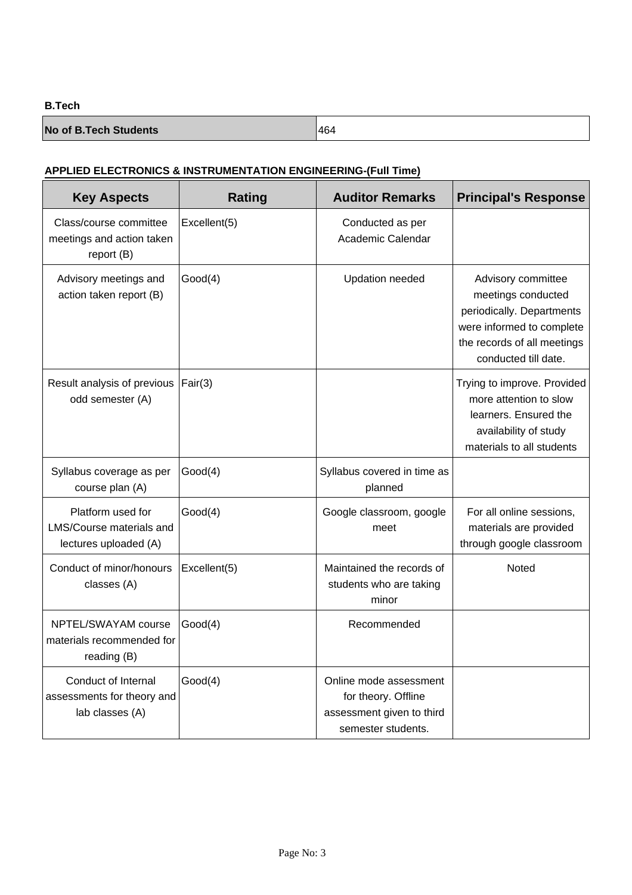**B.Tech**

| No of B.Tech Students | 464 |
|---|---|

**APPLIED ELECTRONICS & INSTRUMENTATION ENGINEERING-(Full Time)**

| Key Aspects | Rating | Auditor Remarks | Principal's Response |
|---|---|---|---|
| Class/course committee meetings and action taken report (B) | Excellent(5) | Conducted as per Academic Calendar | |
| Advisory meetings and action taken report (B) | Good(4) | Updation needed | Advisory committee meetings conducted periodically. Departments were informed to complete the records of all meetings conducted till date. |
| Result analysis of previous odd semester (A) | Fair(3) | | Trying to improve. Provided more attention to slow learners. Ensured the availability of study materials to all students |
| Syllabus coverage as per course plan (A) | Good(4) | Syllabus covered in time as planned | |
| Platform used for LMS/Course materials and lectures uploaded (A) | Good(4) | Google classroom, google meet | For all online sessions, materials are provided through google classroom |
| Conduct of minor/honours classes (A) | Excellent(5) | Maintained the records of students who are taking minor | Noted |
| NPTEL/SWAYAM course materials recommended for reading (B) | Good(4) | Recommended | |
| Conduct of Internal assessments for theory and lab classes (A) | Good(4) | Online mode assessment for theory. Offline assessment given to third semester students. | |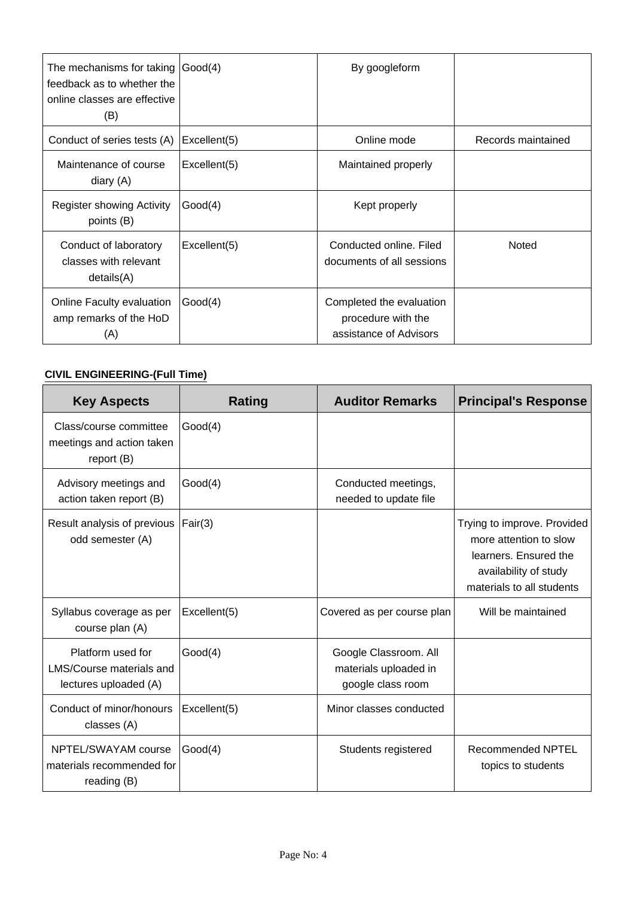| | | | |
|---|---|---|---|
| The mechanisms for taking feedback as to whether the online classes are effective (B) | Good(4) | By googleform | |
| Conduct of series tests (A) | Excellent(5) | Online mode | Records maintained |
| Maintenance of course diary (A) | Excellent(5) | Maintained properly | |
| Register showing Activity points (B) | Good(4) | Kept properly | |
| Conduct of laboratory classes with relevant details(A) | Excellent(5) | Conducted online. Filed documents of all sessions | Noted |
| Online Faculty evaluation amp remarks of the HoD (A) | Good(4) | Completed the evaluation procedure with the assistance of Advisors | |

**CIVIL ENGINEERING-(Full Time)**

| Key Aspects | Rating | Auditor Remarks | Principal's Response |
|---|---|---|---|
| Class/course committee meetings and action taken report (B) | Good(4) | | |
| Advisory meetings and action taken report (B) | Good(4) | Conducted meetings, needed to update file | |
| Result analysis of previous odd semester (A) | Fair(3) | | Trying to improve. Provided more attention to slow learners. Ensured the availability of study materials to all students |
| Syllabus coverage as per course plan (A) | Excellent(5) | Covered as per course plan | Will be maintained |
| Platform used for LMS/Course materials and lectures uploaded (A) | Good(4) | Google Classroom. All materials uploaded in google class room | |
| Conduct of minor/honours classes (A) | Excellent(5) | Minor classes conducted | |
| NPTEL/SWAYAM course materials recommended for reading (B) | Good(4) | Students registered | Recommended NPTEL topics to students |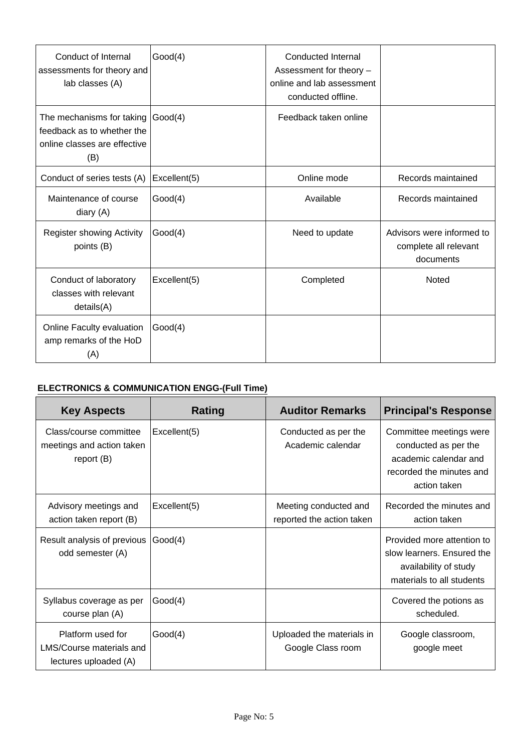| | | | |
|---|---|---|---|
| Conduct of Internal assessments for theory and lab classes (A) | Good(4) | Conducted Internal Assessment for theory – online and lab assessment conducted offline. | |
| The mechanisms for taking feedback as to whether the online classes are effective (B) | Good(4) | Feedback taken online | |
| Conduct of series tests (A) | Excellent(5) | Online mode | Records maintained |
| Maintenance of course diary (A) | Good(4) | Available | Records maintained |
| Register showing Activity points (B) | Good(4) | Need to update | Advisors were informed to complete all relevant documents |
| Conduct of laboratory classes with relevant details(A) | Excellent(5) | Completed | Noted |
| Online Faculty evaluation amp remarks of the HoD (A) | Good(4) | | |

**ELECTRONICS & COMMUNICATION ENGG-(Full Time)**

| Key Aspects | Rating | Auditor Remarks | Principal's Response |
|---|---|---|---|
| Class/course committee meetings and action taken report (B) | Excellent(5) | Conducted as per the Academic calendar | Committee meetings were conducted as per the academic calendar and recorded the minutes and action taken |
| Advisory meetings and action taken report (B) | Excellent(5) | Meeting conducted and reported the action taken | Recorded the minutes and action taken |
| Result analysis of previous odd semester (A) | Good(4) | | Provided more attention to slow learners. Ensured the availability of study materials to all students |
| Syllabus coverage as per course plan (A) | Good(4) | | Covered the potions as scheduled. |
| Platform used for LMS/Course materials and lectures uploaded (A) | Good(4) | Uploaded the materials in Google Class room | Google classroom, google meet |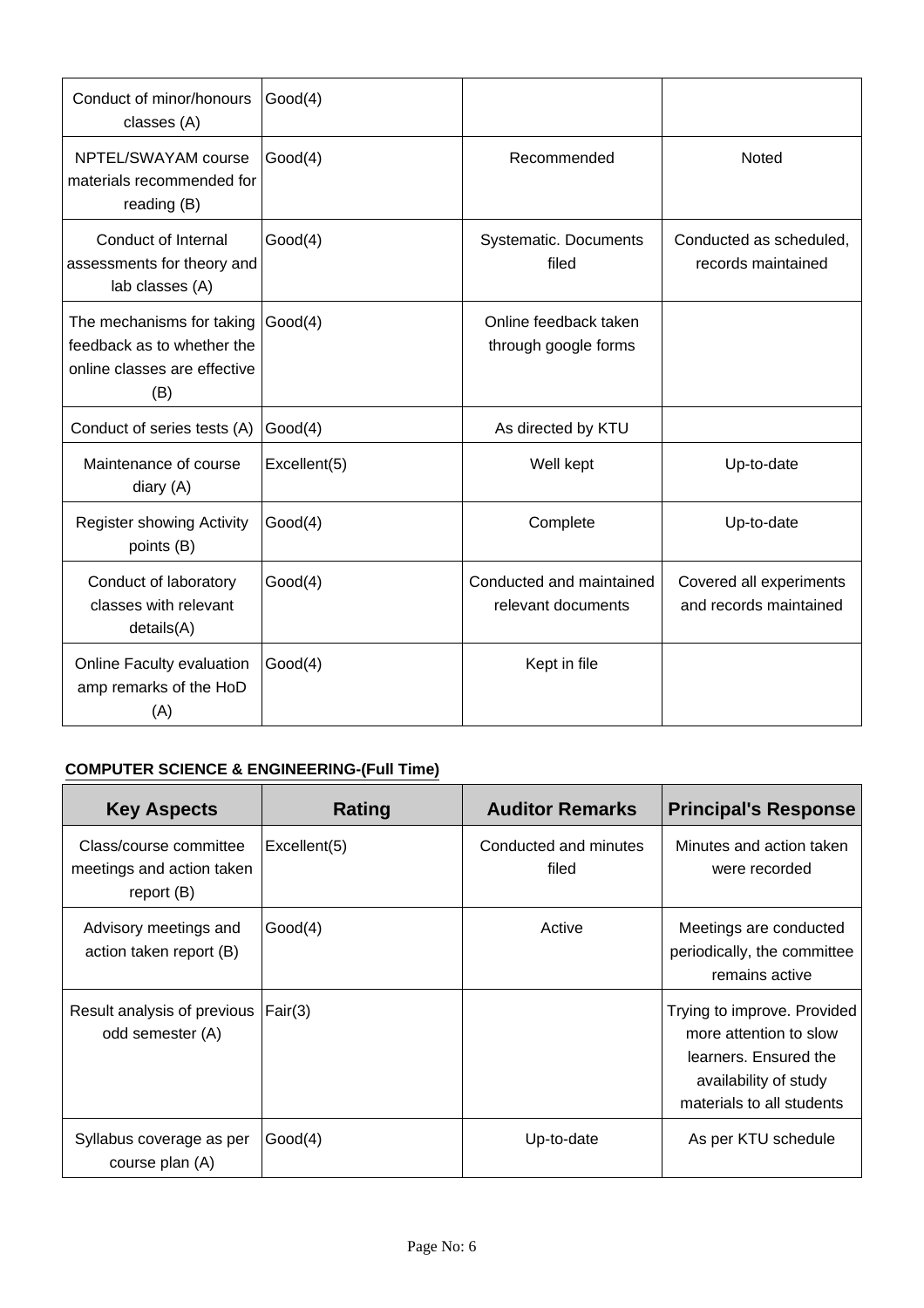| | | | |
|---|---|---|---|
| Conduct of minor/honours classes (A) | Good(4) | | |
| NPTEL/SWAYAM course materials recommended for reading (B) | Good(4) | Recommended | Noted |
| Conduct of Internal assessments for theory and lab classes (A) | Good(4) | Systematic. Documents filed | Conducted as scheduled, records maintained |
| The mechanisms for taking feedback as to whether the online classes are effective (B) | Good(4) | Online feedback taken through google forms | |
| Conduct of series tests (A) | Good(4) | As directed by KTU | |
| Maintenance of course diary (A) | Excellent(5) | Well kept | Up-to-date |
| Register showing Activity points (B) | Good(4) | Complete | Up-to-date |
| Conduct of laboratory classes with relevant details(A) | Good(4) | Conducted and maintained relevant documents | Covered all experiments and records maintained |
| Online Faculty evaluation amp remarks of the HoD (A) | Good(4) | Kept in file | |

**COMPUTER SCIENCE & ENGINEERING-(Full Time)**

| Key Aspects | Rating | Auditor Remarks | Principal's Response |
|---|---|---|---|
| Class/course committee meetings and action taken report (B) | Excellent(5) | Conducted and minutes filed | Minutes and action taken were recorded |
| Advisory meetings and action taken report (B) | Good(4) | Active | Meetings are conducted periodically, the committee remains active |
| Result analysis of previous odd semester (A) | Fair(3) | | Trying to improve. Provided more attention to slow learners. Ensured the availability of study materials to all students |
| Syllabus coverage as per course plan (A) | Good(4) | Up-to-date | As per KTU schedule |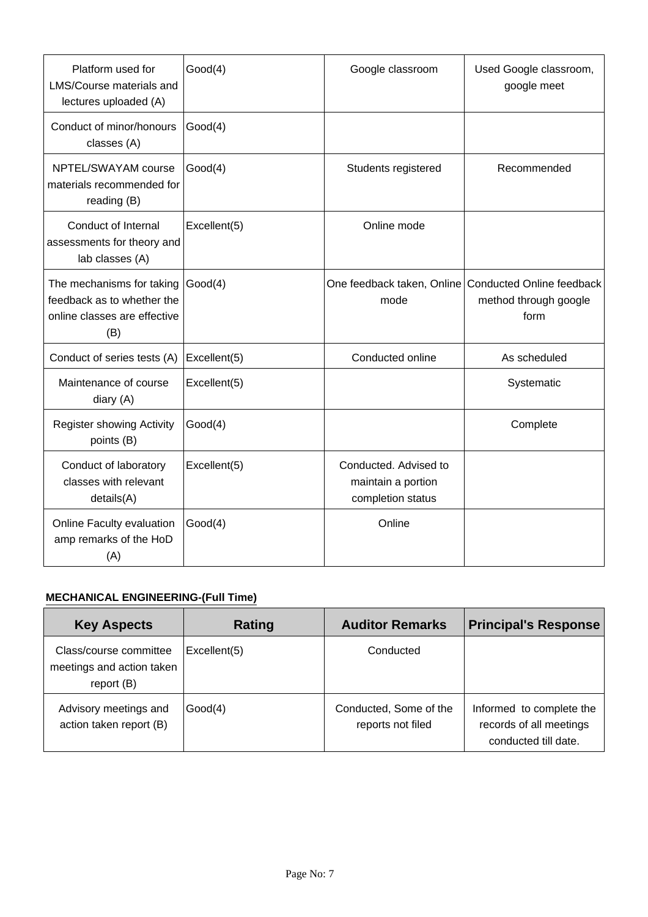| | | | |
|---|---|---|---|
| Platform used for LMS/Course materials and lectures uploaded (A) | Good(4) | Google classroom | Used Google classroom, google meet |
| Conduct of minor/honours classes (A) | Good(4) | | |
| NPTEL/SWAYAM course materials recommended for reading (B) | Good(4) | Students registered | Recommended |
| Conduct of Internal assessments for theory and lab classes (A) | Excellent(5) | Online mode | |
| The mechanisms for taking feedback as to whether the online classes are effective (B) | Good(4) | One feedback taken, Online mode | Conducted Online feedback method through google form |
| Conduct of series tests (A) | Excellent(5) | Conducted online | As scheduled |
| Maintenance of course diary (A) | Excellent(5) | | Systematic |
| Register showing Activity points (B) | Good(4) | | Complete |
| Conduct of laboratory classes with relevant details(A) | Excellent(5) | Conducted. Advised to maintain a portion completion status | |
| Online Faculty evaluation amp remarks of the HoD (A) | Good(4) | Online | |

**MECHANICAL ENGINEERING-(Full Time)**

| Key Aspects | Rating | Auditor Remarks | Principal's Response |
|---|---|---|---|
| Class/course committee meetings and action taken report (B) | Excellent(5) | Conducted | |
| Advisory meetings and action taken report (B) | Good(4) | Conducted, Some of the reports not filed | Informed to complete the records of all meetings conducted till date. |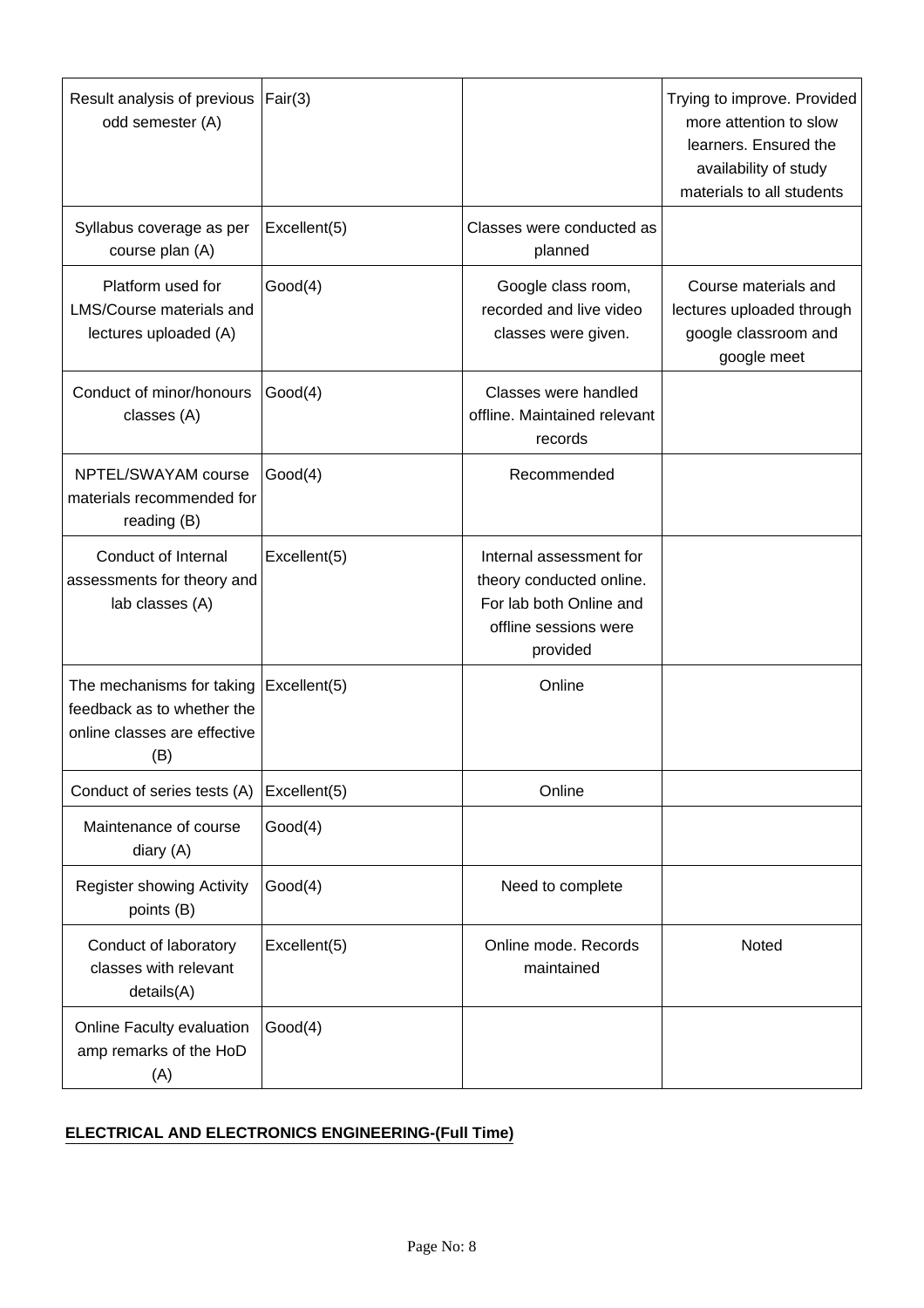| | | | |
|---|---|---|---|
| Result analysis of previous odd semester (A) | Fair(3) | | Trying to improve. Provided more attention to slow learners. Ensured the availability of study materials to all students |
| Syllabus coverage as per course plan (A) | Excellent(5) | Classes were conducted as planned | |
| Platform used for LMS/Course materials and lectures uploaded (A) | Good(4) | Google class room, recorded and live video classes were given. | Course materials and lectures uploaded through google classroom and google meet |
| Conduct of minor/honours classes (A) | Good(4) | Classes were handled offline. Maintained relevant records | |
| NPTEL/SWAYAM course materials recommended for reading (B) | Good(4) | Recommended | |
| Conduct of Internal assessments for theory and lab classes (A) | Excellent(5) | Internal assessment for theory conducted online. For lab both Online and offline sessions were provided | |
| The mechanisms for taking feedback as to whether the online classes are effective (B) | Excellent(5) | Online | |
| Conduct of series tests (A) | Excellent(5) | Online | |
| Maintenance of course diary (A) | Good(4) | | |
| Register showing Activity points (B) | Good(4) | Need to complete | |
| Conduct of laboratory classes with relevant details(A) | Excellent(5) | Online mode. Records maintained | Noted |
| Online Faculty evaluation amp remarks of the HoD (A) | Good(4) | | |

**ELECTRICAL AND ELECTRONICS ENGINEERING-(Full Time)**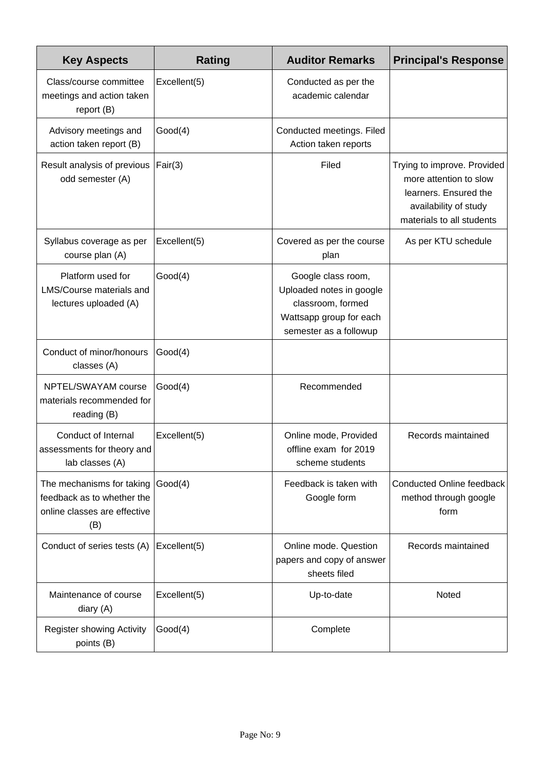| Key Aspects | Rating | Auditor Remarks | Principal's Response |
|---|---|---|---|
| Class/course committee meetings and action taken report (B) | Excellent(5) | Conducted as per the academic calendar | |
| Advisory meetings and action taken report (B) | Good(4) | Conducted meetings. Filed Action taken reports | |
| Result analysis of previous odd semester (A) | Fair(3) | Filed | Trying to improve. Provided more attention to slow learners. Ensured the availability of study materials to all students |
| Syllabus coverage as per course plan (A) | Excellent(5) | Covered as per the course plan | As per KTU schedule |
| Platform used for LMS/Course materials and lectures uploaded (A) | Good(4) | Google class room, Uploaded notes in google classroom, formed Wattsapp group for each semester as a followup | |
| Conduct of minor/honours classes (A) | Good(4) | | |
| NPTEL/SWAYAM course materials recommended for reading (B) | Good(4) | Recommended | |
| Conduct of Internal assessments for theory and lab classes (A) | Excellent(5) | Online mode, Provided offline exam for 2019 scheme students | Records maintained |
| The mechanisms for taking feedback as to whether the online classes are effective (B) | Good(4) | Feedback is taken with Google form | Conducted Online feedback method through google form |
| Conduct of series tests (A) | Excellent(5) | Online mode. Question papers and copy of answer sheets filed | Records maintained |
| Maintenance of course diary (A) | Excellent(5) | Up-to-date | Noted |
| Register showing Activity points (B) | Good(4) | Complete | |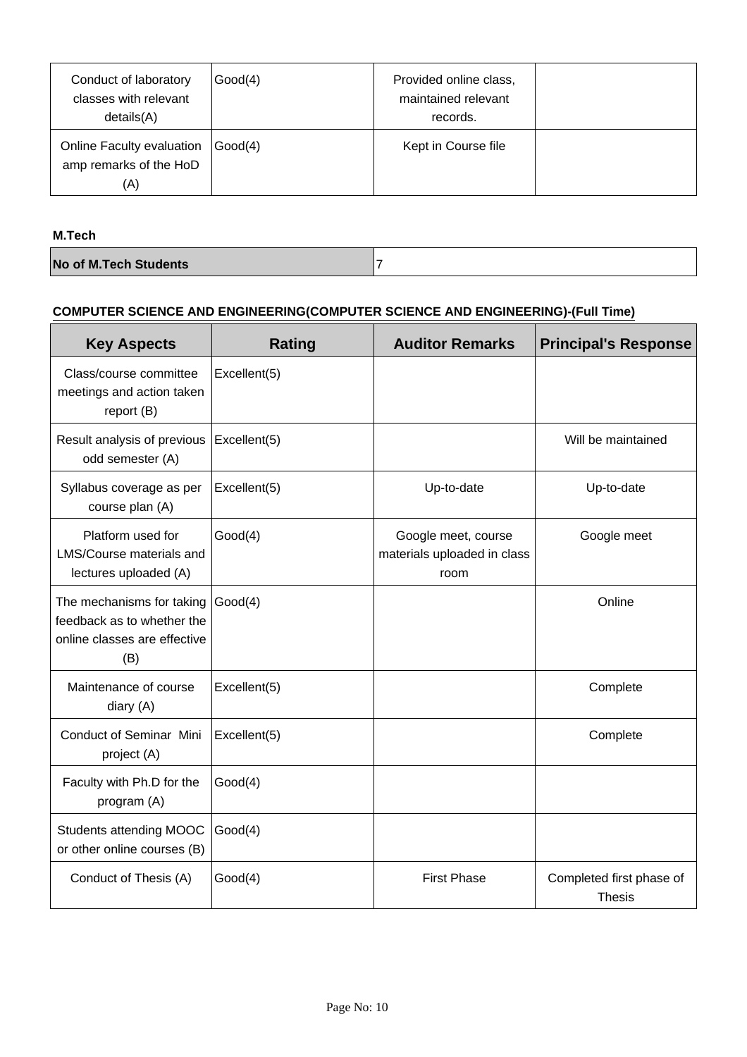| | | | |
|---|---|---|---|
| Conduct of laboratory classes with relevant details(A) | Good(4) | Provided online class, maintained relevant records. | |
| Online Faculty evaluation amp remarks of the HoD (A) | Good(4) | Kept in Course file | |

**M.Tech**

| | |
|---|---|
| **No of M.Tech Students** | 7 |

**COMPUTER SCIENCE AND ENGINEERING(COMPUTER SCIENCE AND ENGINEERING)-(Full Time)**

| Key Aspects | Rating | Auditor Remarks | Principal's Response |
|---|---|---|---|
| Class/course committee meetings and action taken report (B) | Excellent(5) | | |
| Result analysis of previous odd semester (A) | Excellent(5) | | Will be maintained |
| Syllabus coverage as per course plan (A) | Excellent(5) | Up-to-date | Up-to-date |
| Platform used for LMS/Course materials and lectures uploaded (A) | Good(4) | Google meet, course materials uploaded in class room | Google meet |
| The mechanisms for taking feedback as to whether the online classes are effective (B) | Good(4) | | Online |
| Maintenance of course diary (A) | Excellent(5) | | Complete |
| Conduct of Seminar Mini project (A) | Excellent(5) | | Complete |
| Faculty with Ph.D for the program (A) | Good(4) | | |
| Students attending MOOC or other online courses (B) | Good(4) | | |
| Conduct of Thesis (A) | Good(4) | First Phase | Completed first phase of Thesis |